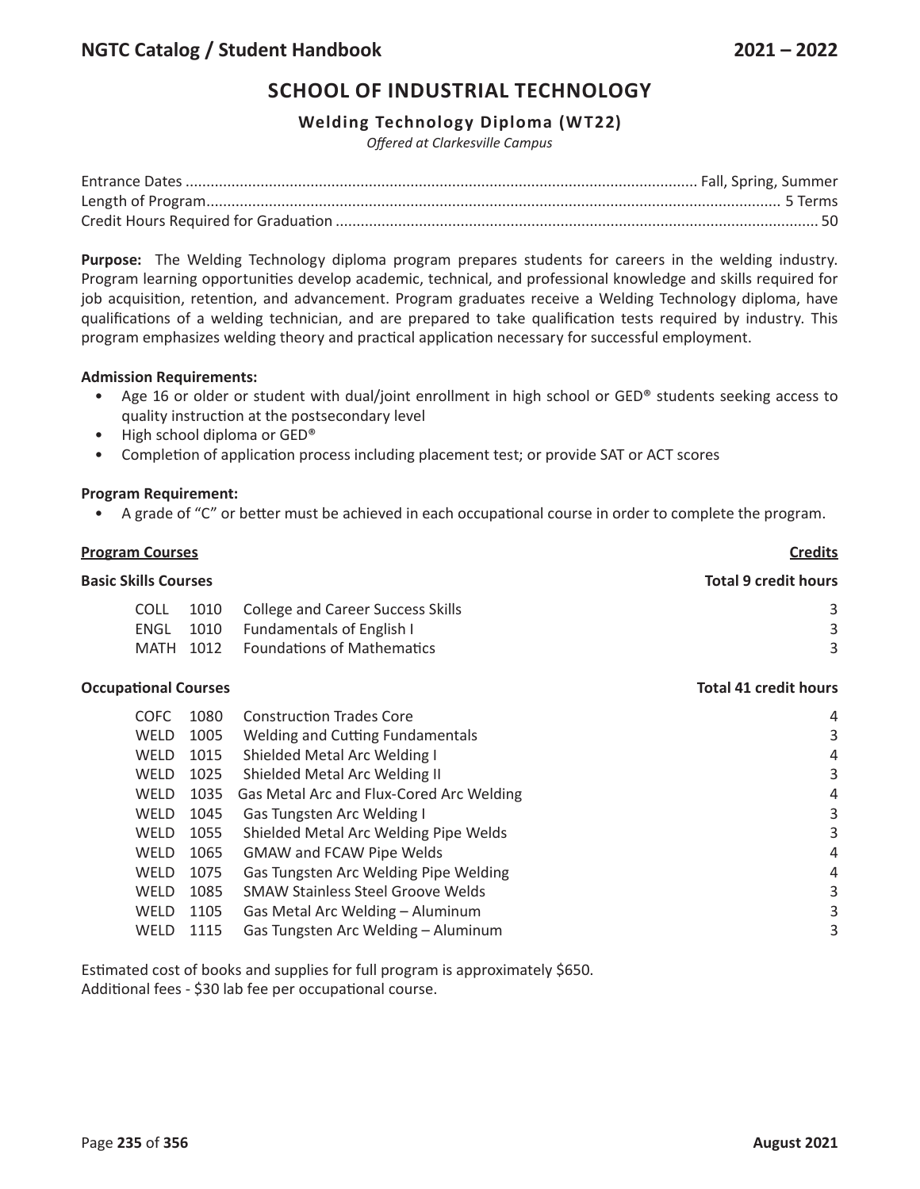# SCHOOL OF INDUSTRIAL TECHNOLOGY

## Welding Technology Diploma (WT22)

*Offered at Clarkesville Campus*

Entrance Dates ........................................................ Fall, Spring, Summer
Length of Program........................................................ 5 Terms
Credit Hours Required for Graduation ........................................................ 50

**Purpose:** The Welding Technology diploma program prepares students for careers in the welding industry. Program learning opportunities develop academic, technical, and professional knowledge and skills required for job acquisition, retention, and advancement. Program graduates receive a Welding Technology diploma, have qualifications of a welding technician, and are prepared to take qualification tests required by industry. This program emphasizes welding theory and practical application necessary for successful employment.

**Admission Requirements:**

- Age 16 or older or student with dual/joint enrollment in high school or GED® students seeking access to quality instruction at the postsecondary level
- High school diploma or GED®
- Completion of application process including placement test; or provide SAT or ACT scores

**Program Requirement:**

- A grade of "C" or better must be achieved in each occupational course in order to complete the program.

| **Program Courses** | | | **Credits** |
|---|---|---|---|
| **Basic Skills Courses** | | | **Total 9 credit hours** |
| COLL | 1010 | College and Career Success Skills | 3 |
| ENGL | 1010 | Fundamentals of English I | 3 |
| MATH | 1012 | Foundations of Mathematics | 3 |
| **Occupational Courses** | | | **Total 41 credit hours** |
| COFC | 1080 | Construction Trades Core | 4 |
| WELD | 1005 | Welding and Cutting Fundamentals | 3 |
| WELD | 1015 | Shielded Metal Arc Welding I | 4 |
| WELD | 1025 | Shielded Metal Arc Welding II | 3 |
| WELD | 1035 | Gas Metal Arc and Flux-Cored Arc Welding | 4 |
| WELD | 1045 | Gas Tungsten Arc Welding I | 3 |
| WELD | 1055 | Shielded Metal Arc Welding Pipe Welds | 3 |
| WELD | 1065 | GMAW and FCAW Pipe Welds | 4 |
| WELD | 1075 | Gas Tungsten Arc Welding Pipe Welding | 4 |
| WELD | 1085 | SMAW Stainless Steel Groove Welds | 3 |
| WELD | 1105 | Gas Metal Arc Welding – Aluminum | 3 |
| WELD | 1115 | Gas Tungsten Arc Welding – Aluminum | 3 |

Estimated cost of books and supplies for full program is approximately $650.
Additional fees - $30 lab fee per occupational course.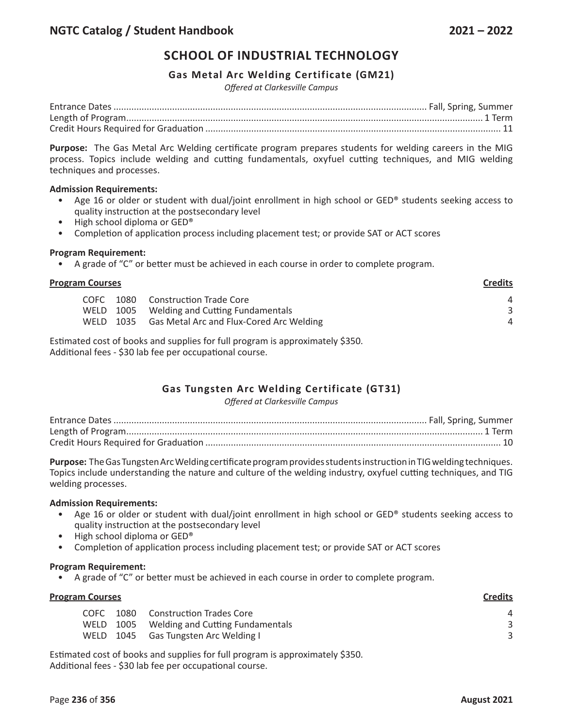## SCHOOL OF INDUSTRIAL TECHNOLOGY

### Gas Metal Arc Welding Certificate (GM21)

*Offered at Clarkesville Campus*

Entrance Dates .......... Fall, Spring, Summer
Length of Program.......... 1 Term
Credit Hours Required for Graduation .......... 11

**Purpose:** The Gas Metal Arc Welding certificate program prepares students for welding careers in the MIG process. Topics include welding and cutting fundamentals, oxyfuel cutting techniques, and MIG welding techniques and processes.

**Admission Requirements:**

- Age 16 or older or student with dual/joint enrollment in high school or GED® students seeking access to quality instruction at the postsecondary level
- High school diploma or GED®
- Completion of application process including placement test; or provide SAT or ACT scores

**Program Requirement:**

- A grade of "C" or better must be achieved in each course in order to complete program.

| **Program Courses** | | | **Credits** |
|---|---|---|---|
| COFC | 1080 | Construction Trade Core | 4 |
| WELD | 1005 | Welding and Cutting Fundamentals | 3 |
| WELD | 1035 | Gas Metal Arc and Flux-Cored Arc Welding | 4 |

Estimated cost of books and supplies for full program is approximately $350.
Additional fees - $30 lab fee per occupational course.

### Gas Tungsten Arc Welding Certificate (GT31)

*Offered at Clarkesville Campus*

Entrance Dates .......... Fall, Spring, Summer
Length of Program.......... 1 Term
Credit Hours Required for Graduation .......... 10

**Purpose:** The Gas Tungsten Arc Welding certificate program provides students instruction in TIG welding techniques. Topics include understanding the nature and culture of the welding industry, oxyfuel cutting techniques, and TIG welding processes.

**Admission Requirements:**

- Age 16 or older or student with dual/joint enrollment in high school or GED® students seeking access to quality instruction at the postsecondary level
- High school diploma or GED®
- Completion of application process including placement test; or provide SAT or ACT scores

**Program Requirement:**

- A grade of "C" or better must be achieved in each course in order to complete program.

| **Program Courses** | | | **Credits** |
|---|---|---|---|
| COFC | 1080 | Construction Trades Core | 4 |
| WELD | 1005 | Welding and Cutting Fundamentals | 3 |
| WELD | 1045 | Gas Tungsten Arc Welding I | 3 |

Estimated cost of books and supplies for full program is approximately $350.
Additional fees - $30 lab fee per occupational course.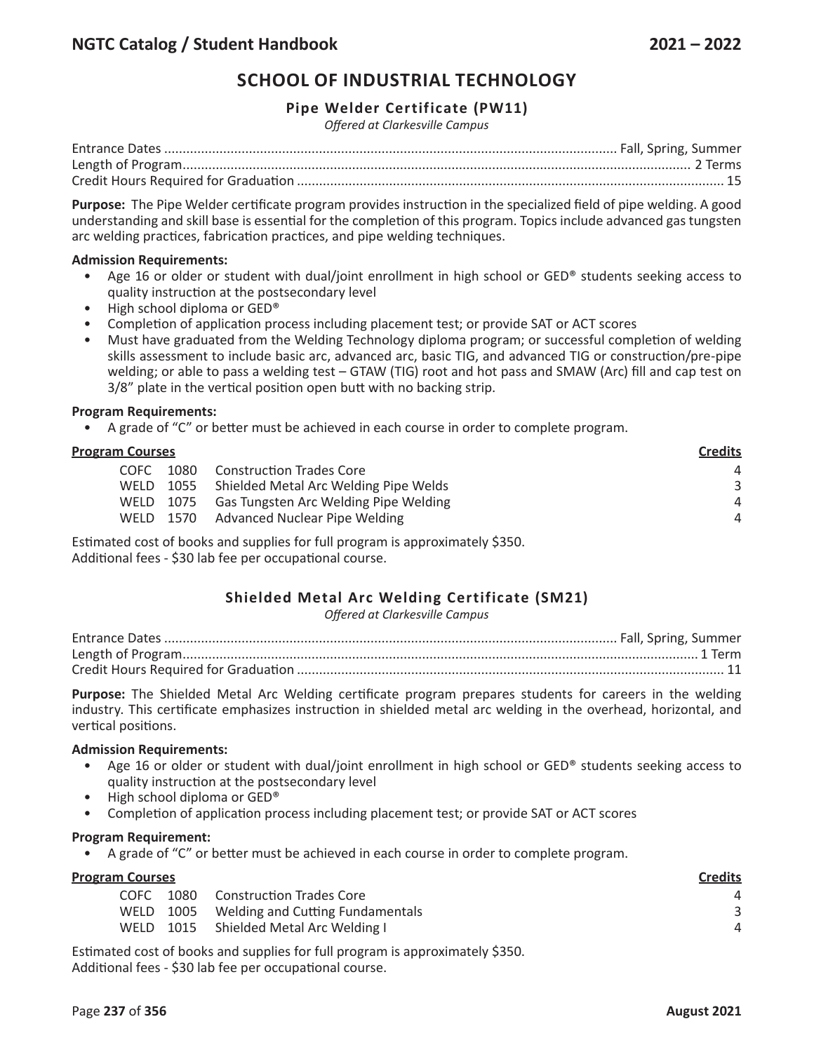# SCHOOL OF INDUSTRIAL TECHNOLOGY

## Pipe Welder Certificate (PW11)

*Offered at Clarkesville Campus*

| | |
|---|---|
| Entrance Dates | Fall, Spring, Summer |
| Length of Program | 2 Terms |
| Credit Hours Required for Graduation | 15 |

**Purpose:** The Pipe Welder certificate program provides instruction in the specialized field of pipe welding. A good understanding and skill base is essential for the completion of this program. Topics include advanced gas tungsten arc welding practices, fabrication practices, and pipe welding techniques.

**Admission Requirements:**

- Age 16 or older or student with dual/joint enrollment in high school or GED® students seeking access to quality instruction at the postsecondary level
- High school diploma or GED®
- Completion of application process including placement test; or provide SAT or ACT scores
- Must have graduated from the Welding Technology diploma program; or successful completion of welding skills assessment to include basic arc, advanced arc, basic TIG, and advanced TIG or construction/pre-pipe welding; or able to pass a welding test – GTAW (TIG) root and hot pass and SMAW (Arc) fill and cap test on 3/8" plate in the vertical position open butt with no backing strip.

**Program Requirements:**

- A grade of "C" or better must be achieved in each course in order to complete program.

| **Program Courses** | | | **Credits** |
|---|---|---|---|
| COFC | 1080 | Construction Trades Core | 4 |
| WELD | 1055 | Shielded Metal Arc Welding Pipe Welds | 3 |
| WELD | 1075 | Gas Tungsten Arc Welding Pipe Welding | 4 |
| WELD | 1570 | Advanced Nuclear Pipe Welding | 4 |

Estimated cost of books and supplies for full program is approximately $350.
Additional fees - $30 lab fee per occupational course.

## Shielded Metal Arc Welding Certificate (SM21)

*Offered at Clarkesville Campus*

| | |
|---|---|
| Entrance Dates | Fall, Spring, Summer |
| Length of Program | 1 Term |
| Credit Hours Required for Graduation | 11 |

**Purpose:** The Shielded Metal Arc Welding certificate program prepares students for careers in the welding industry. This certificate emphasizes instruction in shielded metal arc welding in the overhead, horizontal, and vertical positions.

**Admission Requirements:**

- Age 16 or older or student with dual/joint enrollment in high school or GED® students seeking access to quality instruction at the postsecondary level
- High school diploma or GED®
- Completion of application process including placement test; or provide SAT or ACT scores

**Program Requirement:**

- A grade of "C" or better must be achieved in each course in order to complete program.

| **Program Courses** | | | **Credits** |
|---|---|---|---|
| COFC | 1080 | Construction Trades Core | 4 |
| WELD | 1005 | Welding and Cutting Fundamentals | 3 |
| WELD | 1015 | Shielded Metal Arc Welding I | 4 |

Estimated cost of books and supplies for full program is approximately $350.
Additional fees - $30 lab fee per occupational course.